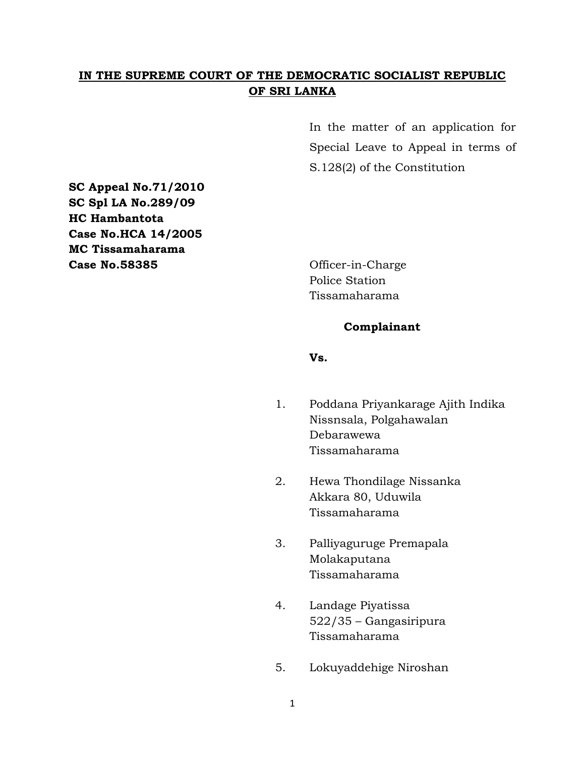**IN THE SUPREME COURT OF THE DEMOCRATIC SOCIALIST REPUBLIC OF SRI LANKA**

In the matter of an application for Special Leave to Appeal in terms of S.128(2) of the Constitution

**SC Appeal No.71/2010**
**SC Spl LA No.289/09**
**HC Hambantota**
**Case No.HCA 14/2005**
**MC Tissamaharama**
**Case No.58385**

Officer-in-Charge
Police Station
Tissamaharama

**Complainant**

**Vs.**

1. Poddana Priyankarage Ajith Indika
   Nissnsala, Polgahawalan
   Debarawewa
   Tissamaharama

2. Hewa Thondilage Nissanka
   Akkara 80, Uduwila
   Tissamaharama

3. Palliyaguruge Premapala
   Molakaputana
   Tissamaharama

4. Landage Piyatissa
   522/35 – Gangasiripura
   Tissamaharama

5. Lokuyaddehige Niroshan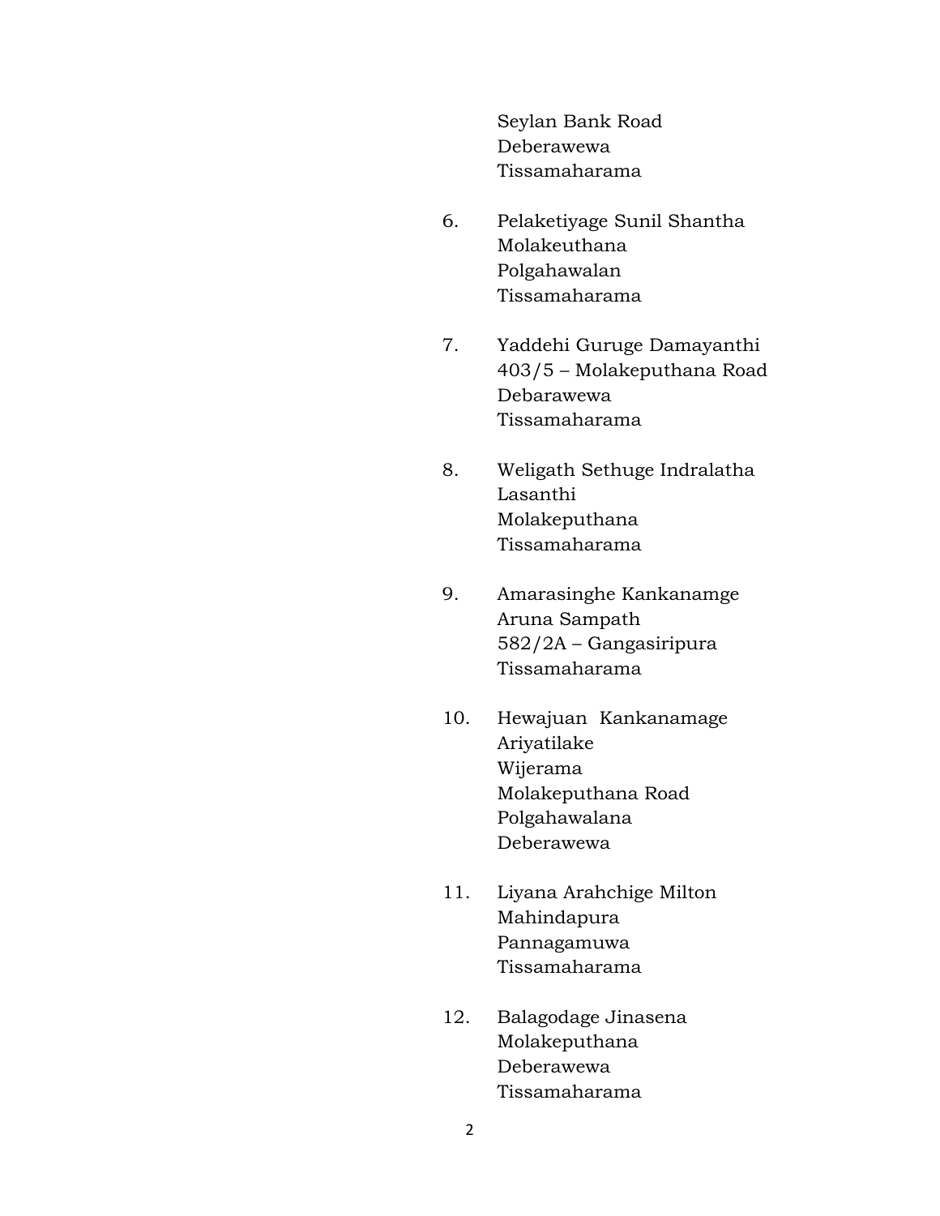Seylan Bank Road
Deberawewa
Tissamaharama

6. Pelaketiyage Sunil Shantha
   Molakeuthana
   Polgahawalan
   Tissamaharama

7. Yaddehi Guruge Damayanthi
   403/5 – Molakeputhana Road
   Debarawewa
   Tissamaharama

8. Weligath Sethuge Indralatha
   Lasanthi
   Molakeputhana
   Tissamaharama

9. Amarasinghe Kankanamge
   Aruna Sampath
   582/2A – Gangasiripura
   Tissamaharama

10. Hewajuan Kankanamage
    Ariyatilake
    Wijerama
    Molakeputhana Road
    Polgahawalana
    Deberawewa

11. Liyana Arahchige Milton
    Mahindapura
    Pannagamuwa
    Tissamaharama

12. Balagodage Jinasena
    Molakeputhana
    Deberawewa
    Tissamaharama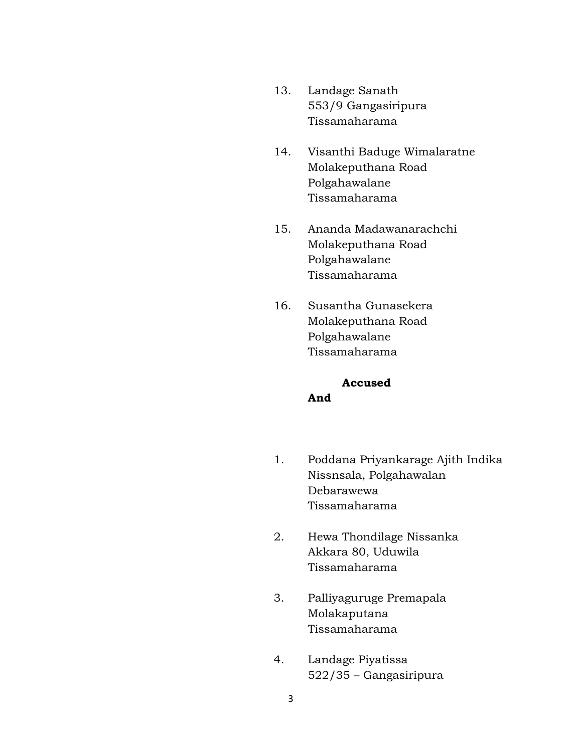13. Landage Sanath
    553/9 Gangasiripura
    Tissamaharama

14. Visanthi Baduge Wimalaratne
    Molakeputhana Road
    Polgahawalane
    Tissamaharama

15. Ananda Madawanarachchi
    Molakeputhana Road
    Polgahawalane
    Tissamaharama

16. Susantha Gunasekera
    Molakeputhana Road
    Polgahawalane
    Tissamaharama

**Accused**

**And**

1. Poddana Priyankarage Ajith Indika
   Nissnsala, Polgahawalan
   Debarawewa
   Tissamaharama

2. Hewa Thondilage Nissanka
   Akkara 80, Uduwila
   Tissamaharama

3. Palliyaguruge Premapala
   Molakaputana
   Tissamaharama

4. Landage Piyatissa
   522/35 – Gangasiripura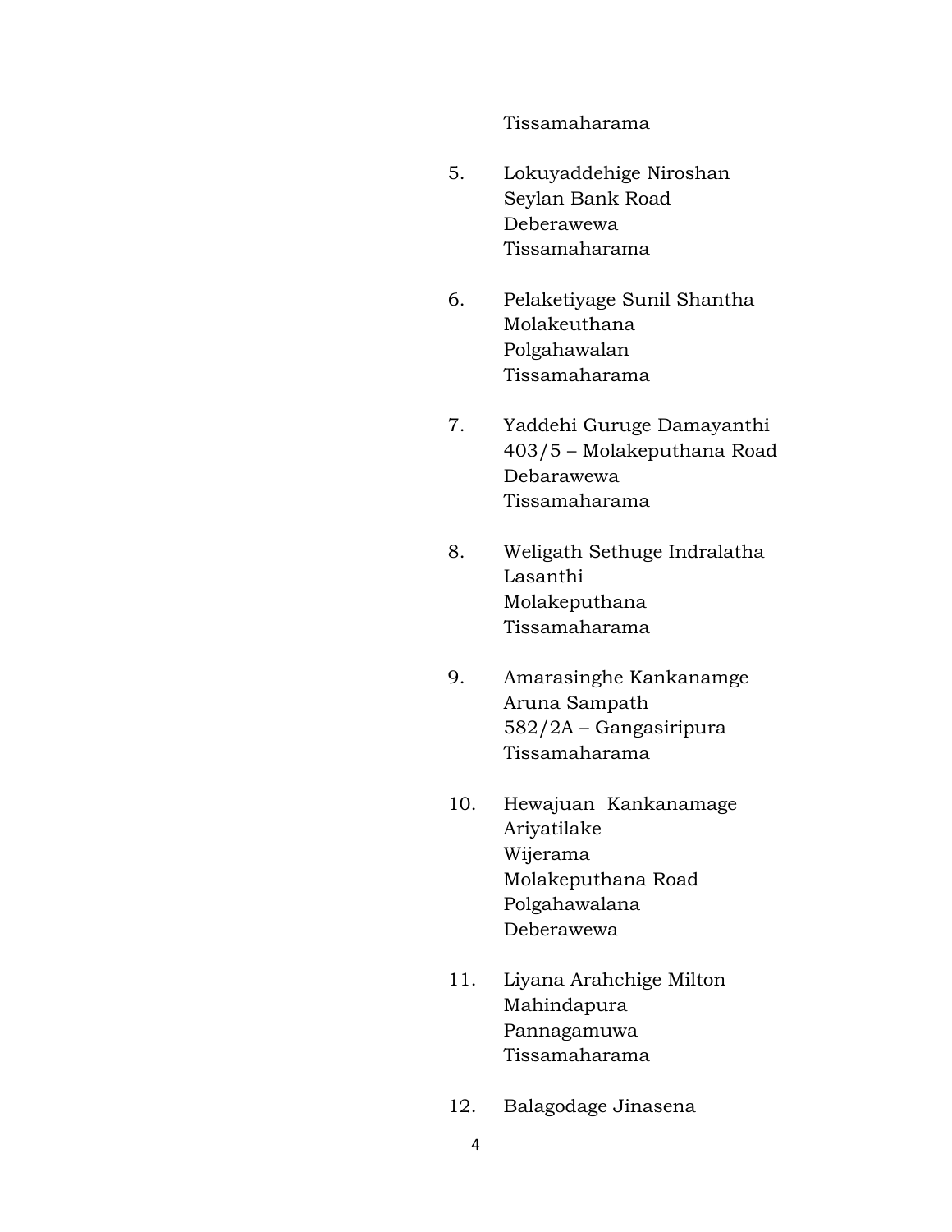Tissamaharama

5. Lokuyaddehige Niroshan
   Seylan Bank Road
   Deberawewa
   Tissamaharama

6. Pelaketiyage Sunil Shantha
   Molakeuthana
   Polgahawalan
   Tissamaharama

7. Yaddehi Guruge Damayanthi
   403/5 – Molakeputhana Road
   Debarawewa
   Tissamaharama

8. Weligath Sethuge Indralatha
   Lasanthi
   Molakeputhana
   Tissamaharama

9. Amarasinghe Kankanamge
   Aruna Sampath
   582/2A – Gangasiripura
   Tissamaharama

10. Hewajuan Kankanamage
    Ariyatilake
    Wijerama
    Molakeputhana Road
    Polgahawalana
    Deberawewa

11. Liyana Arahchige Milton
    Mahindapura
    Pannagamuwa
    Tissamaharama

12. Balagodage Jinasena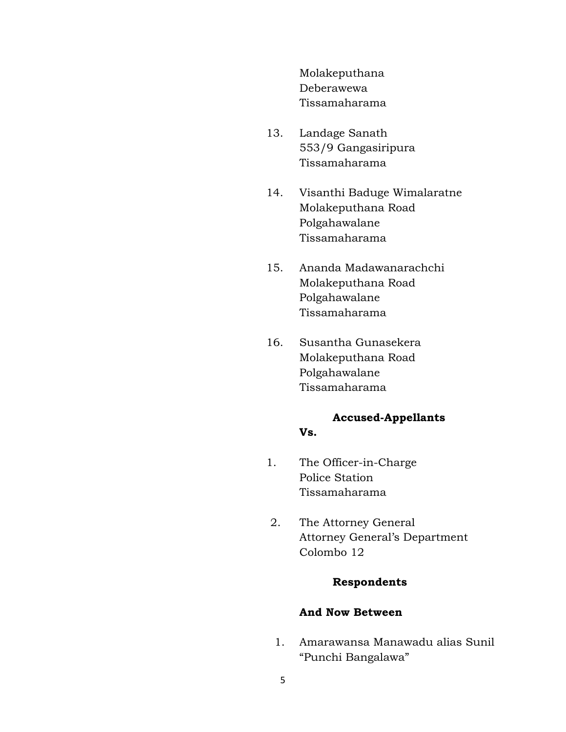Molakeputhana
Deberawewa
Tissamaharama

13. Landage Sanath
553/9 Gangasiripura
Tissamaharama

14. Visanthi Baduge Wimalaratne
Molakeputhana Road
Polgahawalane
Tissamaharama

15. Ananda Madawanarachchi
Molakeputhana Road
Polgahawalane
Tissamaharama

16. Susantha Gunasekera
Molakeputhana Road
Polgahawalane
Tissamaharama

**Accused-Appellants**

**Vs.**

1. The Officer-in-Charge
Police Station
Tissamaharama

2. The Attorney General
Attorney General's Department
Colombo 12

**Respondents**

**And Now Between**

1. Amarawansa Manawadu alias Sunil
"Punchi Bangalawa"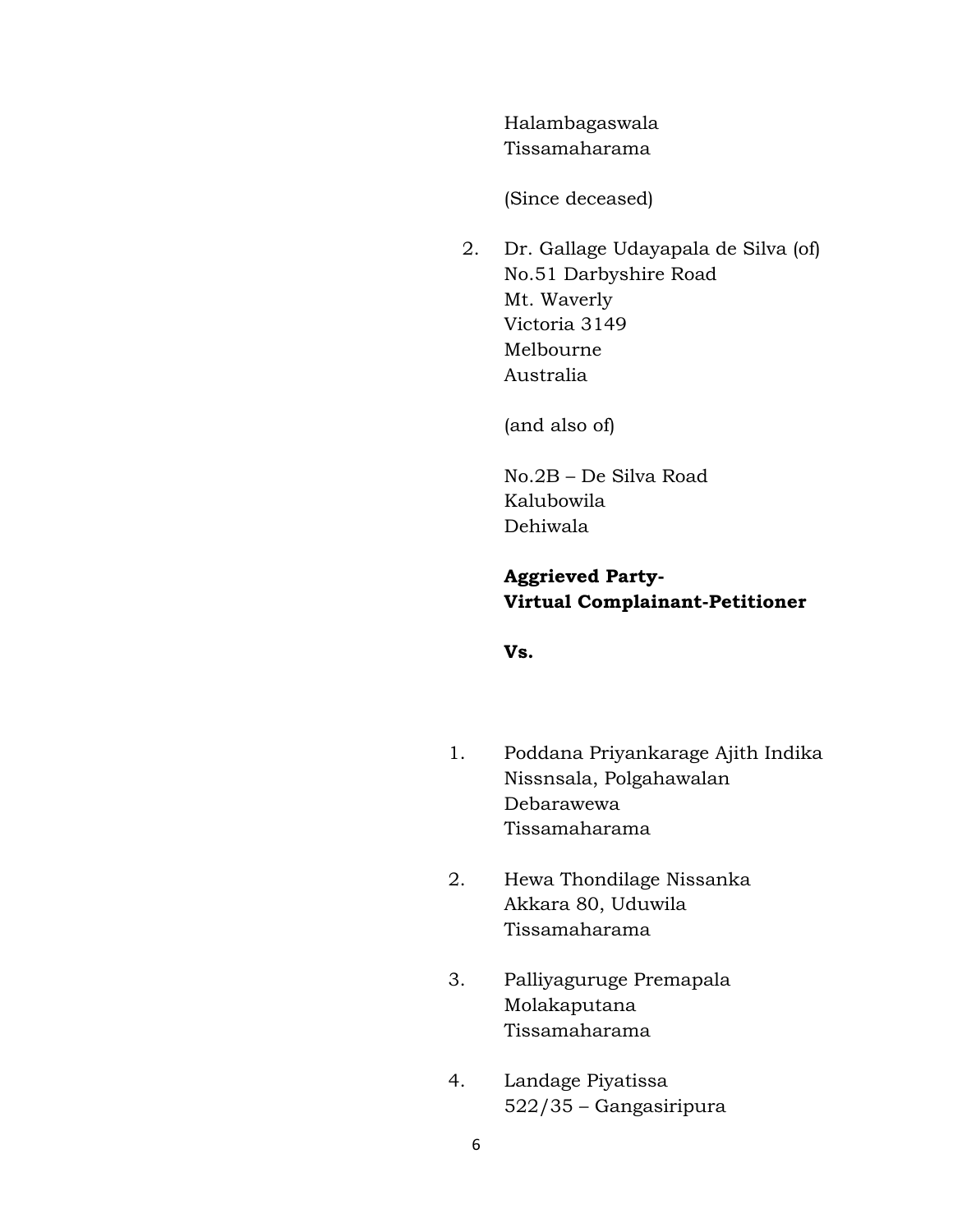Halambagaswala
Tissamaharama

(Since deceased)

2. Dr. Gallage Udayapala de Silva (of)
   No.51 Darbyshire Road
   Mt. Waverly
   Victoria 3149
   Melbourne
   Australia

   (and also of)

   No.2B – De Silva Road
   Kalubowila
   Dehiwala

**Aggrieved Party-**
**Virtual Complainant-Petitioner**

**Vs.**

1. Poddana Priyankarage Ajith Indika
   Nissnsala, Polgahawalan
   Debarawewa
   Tissamaharama

2. Hewa Thondilage Nissanka
   Akkara 80, Uduwila
   Tissamaharama

3. Palliyaguruge Premapala
   Molakaputana
   Tissamaharama

4. Landage Piyatissa
   522/35 – Gangasiripura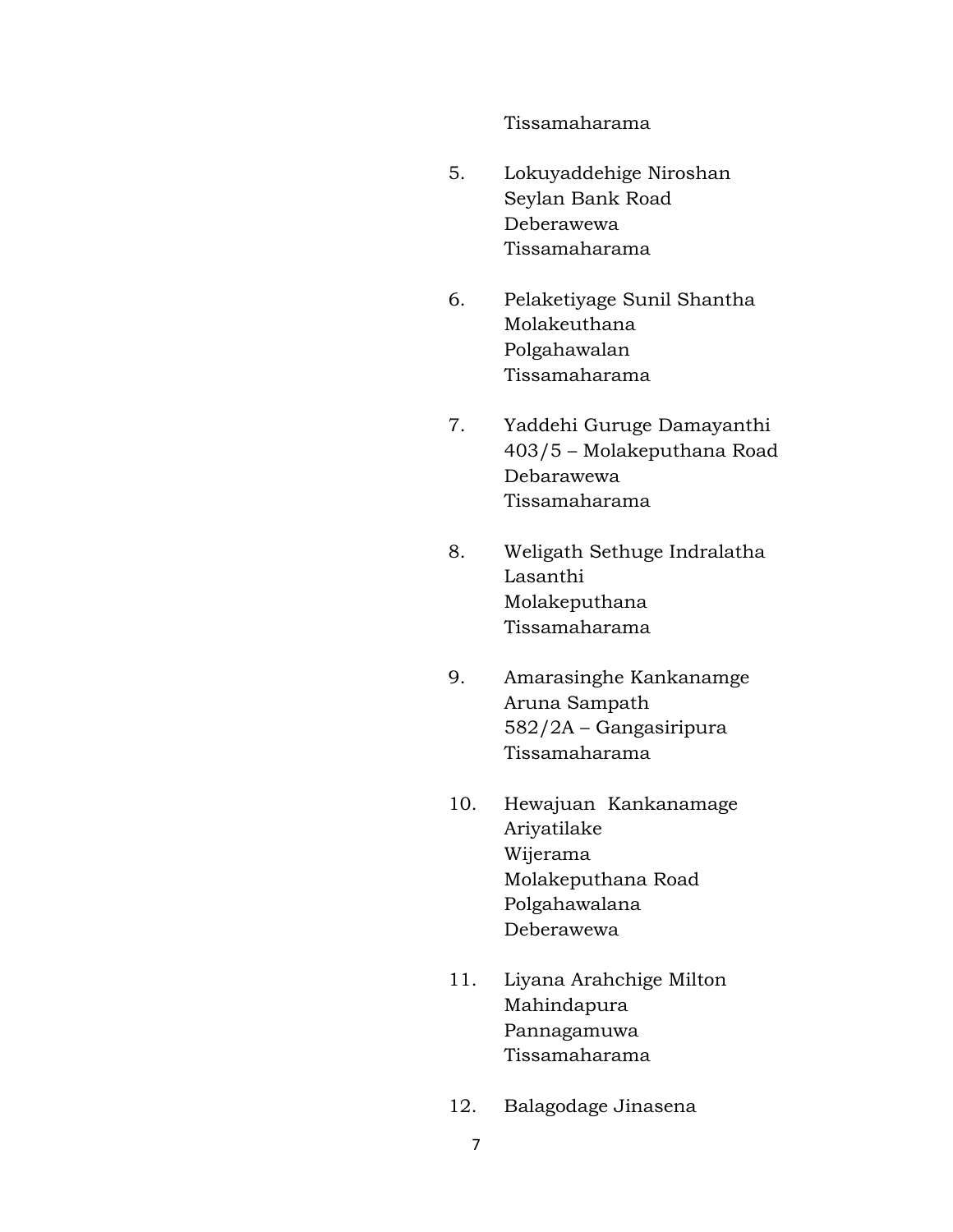Tissamaharama

5. Lokuyaddehige Niroshan
   Seylan Bank Road
   Deberawewa
   Tissamaharama

6. Pelaketiyage Sunil Shantha
   Molakeuthana
   Polgahawalan
   Tissamaharama

7. Yaddehi Guruge Damayanthi
   403/5 – Molakeputhana Road
   Debarawewa
   Tissamaharama

8. Weligath Sethuge Indralatha
   Lasanthi
   Molakeputhana
   Tissamaharama

9. Amarasinghe Kankanamge
   Aruna Sampath
   582/2A – Gangasiripura
   Tissamaharama

10. Hewajuan Kankanamage
    Ariyatilake
    Wijerama
    Molakeputhana Road
    Polgahawalana
    Deberawewa

11. Liyana Arahchige Milton
    Mahindapura
    Pannagamuwa
    Tissamaharama

12. Balagodage Jinasena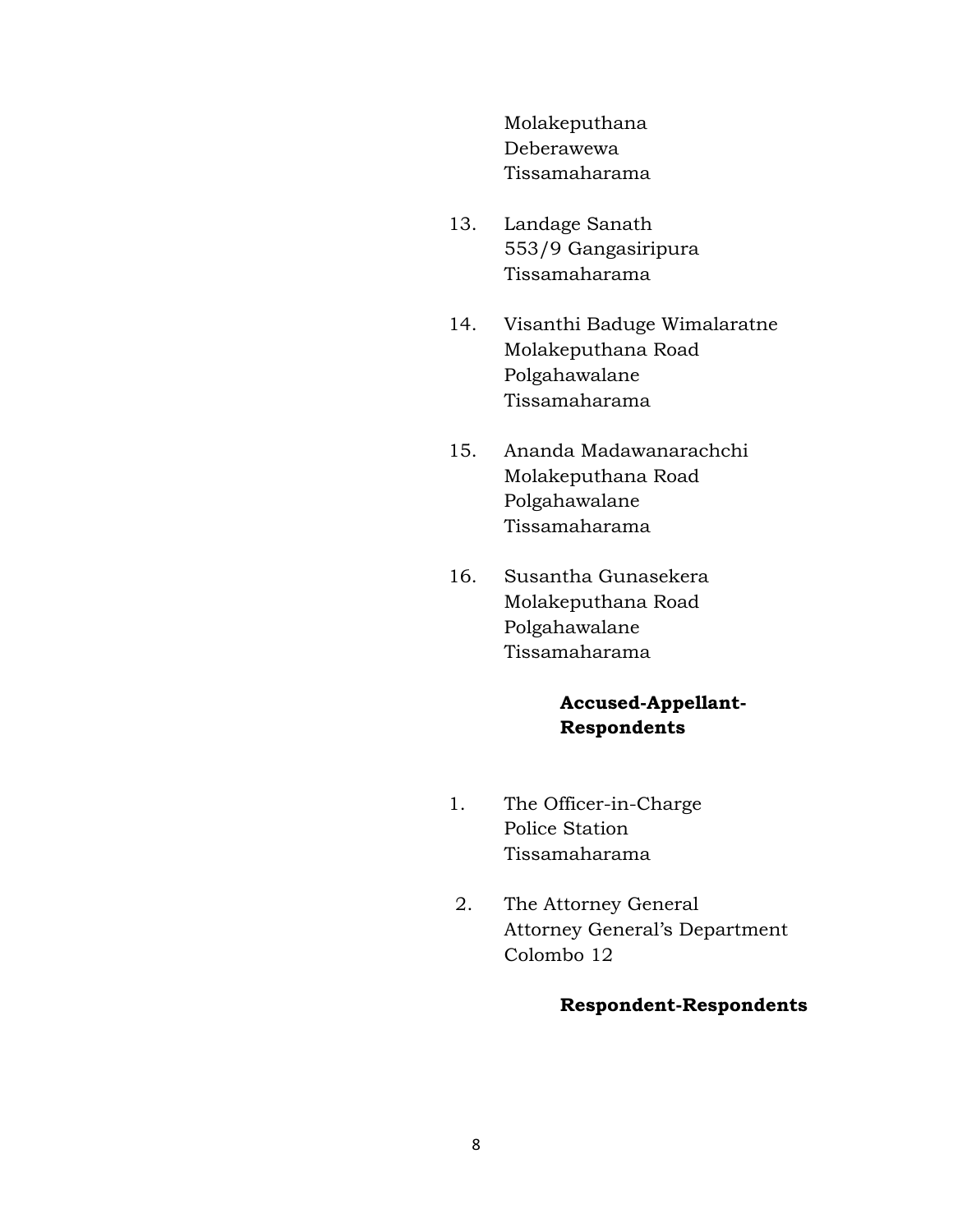Molakeputhana
Deberawewa
Tissamaharama

13. Landage Sanath
    553/9 Gangasiripura
    Tissamaharama

14. Visanthi Baduge Wimalaratne
    Molakeputhana Road
    Polgahawalane
    Tissamaharama

15. Ananda Madawanarachchi
    Molakeputhana Road
    Polgahawalane
    Tissamaharama

16. Susantha Gunasekera
    Molakeputhana Road
    Polgahawalane
    Tissamaharama

**Accused-Appellant-Respondents**

1. The Officer-in-Charge
   Police Station
   Tissamaharama

2. The Attorney General
   Attorney General's Department
   Colombo 12

**Respondent-Respondents**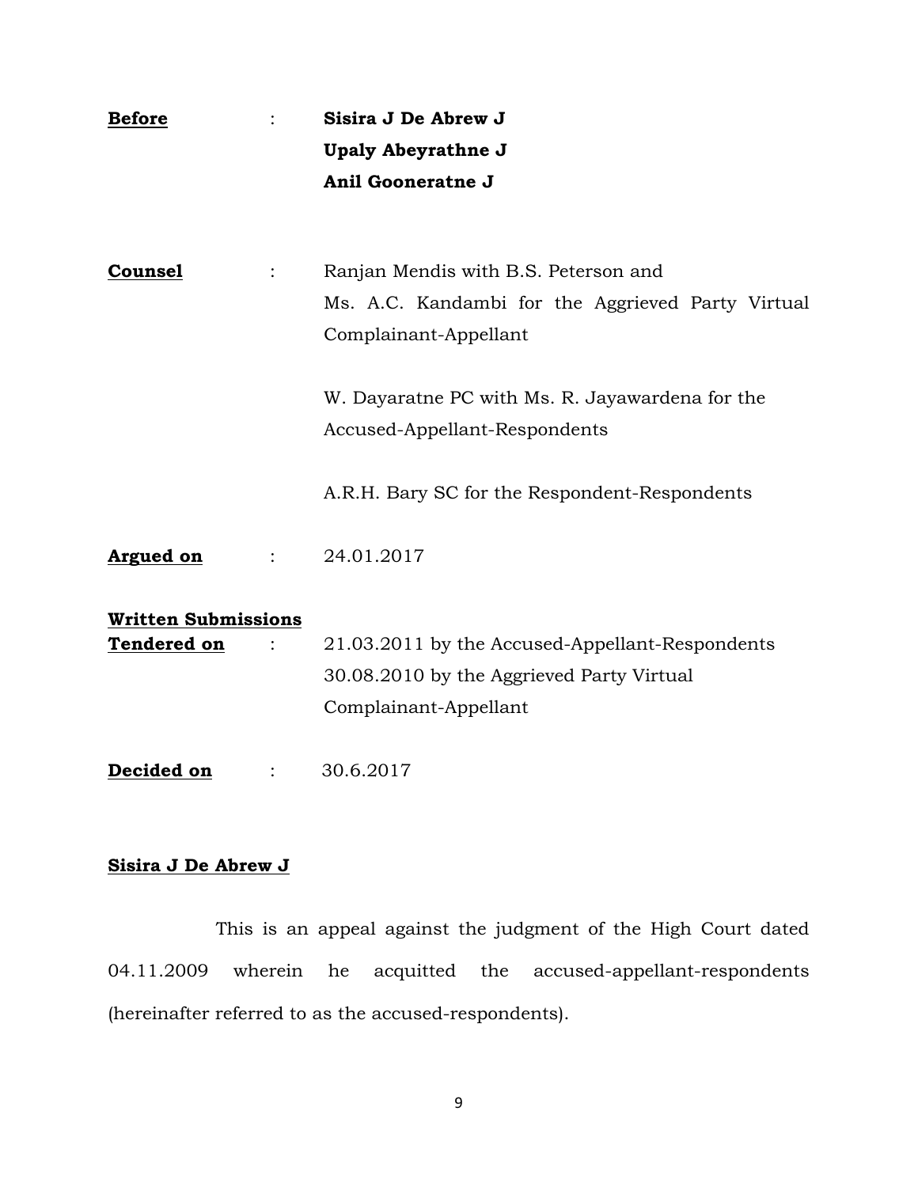**Before** : **Sisira J De Abrew J**
**Upaly Abeyrathne J**
**Anil Gooneratne J**

**Counsel** : Ranjan Mendis with B.S. Peterson and Ms. A.C. Kandambi for the Aggrieved Party Virtual Complainant-Appellant

W. Dayaratne PC with Ms. R. Jayawardena for the Accused-Appellant-Respondents

A.R.H. Bary SC for the Respondent-Respondents

**Argued on** : 24.01.2017

**Written Submissions Tendered on** : 21.03.2011 by the Accused-Appellant-Respondents
30.08.2010 by the Aggrieved Party Virtual Complainant-Appellant

**Decided on** : 30.6.2017

**Sisira J De Abrew J**

This is an appeal against the judgment of the High Court dated 04.11.2009 wherein he acquitted the accused-appellant-respondents (hereinafter referred to as the accused-respondents).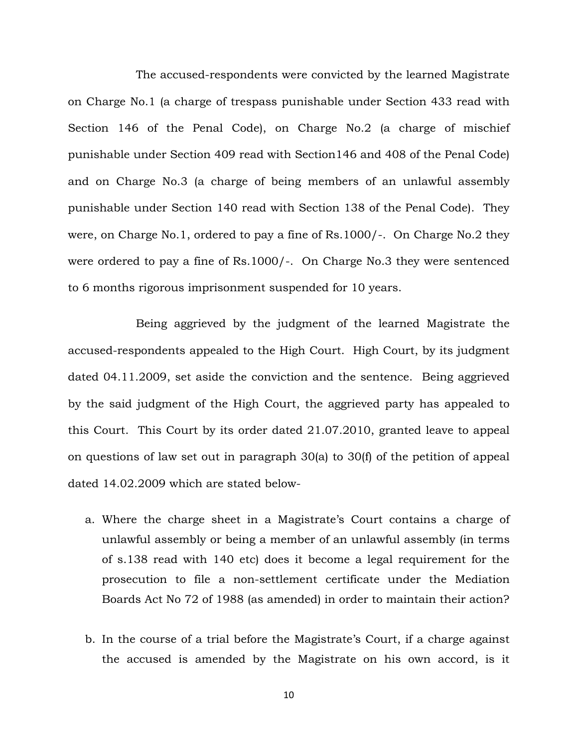The accused-respondents were convicted by the learned Magistrate on Charge No.1 (a charge of trespass punishable under Section 433 read with Section 146 of the Penal Code), on Charge No.2 (a charge of mischief punishable under Section 409 read with Section146 and 408 of the Penal Code) and on Charge No.3 (a charge of being members of an unlawful assembly punishable under Section 140 read with Section 138 of the Penal Code). They were, on Charge No.1, ordered to pay a fine of Rs.1000/-. On Charge No.2 they were ordered to pay a fine of Rs.1000/-. On Charge No.3 they were sentenced to 6 months rigorous imprisonment suspended for 10 years.

Being aggrieved by the judgment of the learned Magistrate the accused-respondents appealed to the High Court. High Court, by its judgment dated 04.11.2009, set aside the conviction and the sentence. Being aggrieved by the said judgment of the High Court, the aggrieved party has appealed to this Court. This Court by its order dated 21.07.2010, granted leave to appeal on questions of law set out in paragraph 30(a) to 30(f) of the petition of appeal dated 14.02.2009 which are stated below-

a. Where the charge sheet in a Magistrate's Court contains a charge of unlawful assembly or being a member of an unlawful assembly (in terms of s.138 read with 140 etc) does it become a legal requirement for the prosecution to file a non-settlement certificate under the Mediation Boards Act No 72 of 1988 (as amended) in order to maintain their action?

b. In the course of a trial before the Magistrate's Court, if a charge against the accused is amended by the Magistrate on his own accord, is it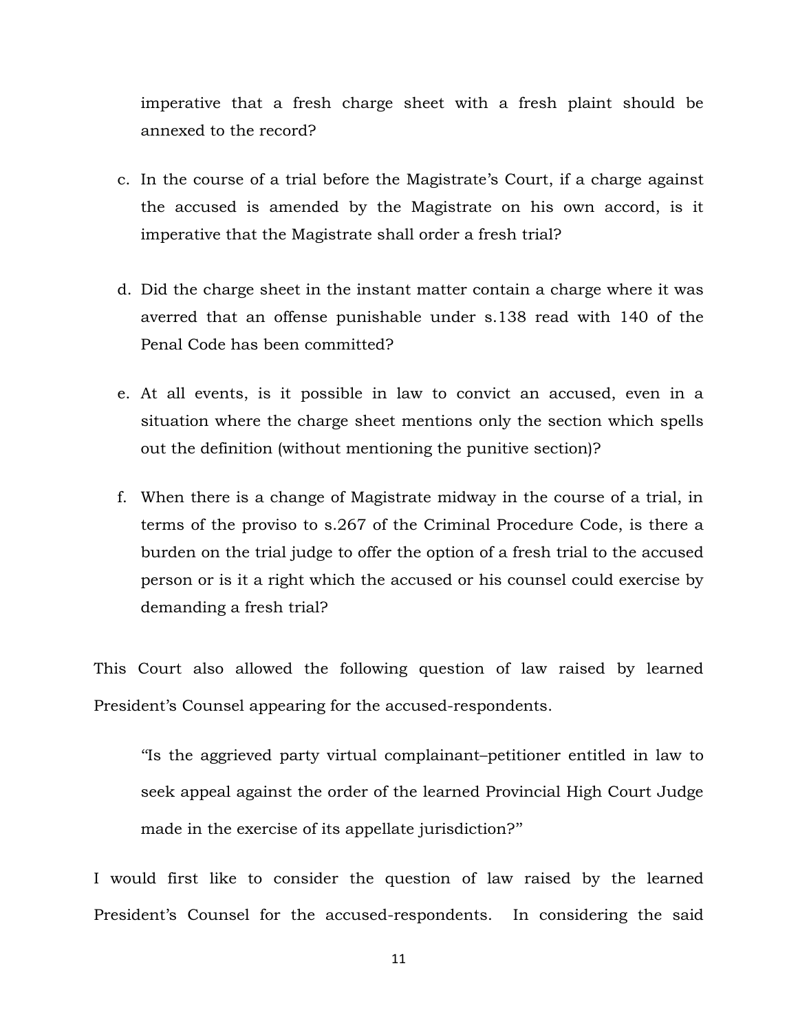imperative that a fresh charge sheet with a fresh plaint should be annexed to the record?

c. In the course of a trial before the Magistrate's Court, if a charge against the accused is amended by the Magistrate on his own accord, is it imperative that the Magistrate shall order a fresh trial?

d. Did the charge sheet in the instant matter contain a charge where it was averred that an offense punishable under s.138 read with 140 of the Penal Code has been committed?

e. At all events, is it possible in law to convict an accused, even in a situation where the charge sheet mentions only the section which spells out the definition (without mentioning the punitive section)?

f. When there is a change of Magistrate midway in the course of a trial, in terms of the proviso to s.267 of the Criminal Procedure Code, is there a burden on the trial judge to offer the option of a fresh trial to the accused person or is it a right which the accused or his counsel could exercise by demanding a fresh trial?

This Court also allowed the following question of law raised by learned President's Counsel appearing for the accused-respondents.

> "Is the aggrieved party virtual complainant–petitioner entitled in law to seek appeal against the order of the learned Provincial High Court Judge made in the exercise of its appellate jurisdiction?"

I would first like to consider the question of law raised by the learned President's Counsel for the accused-respondents. In considering the said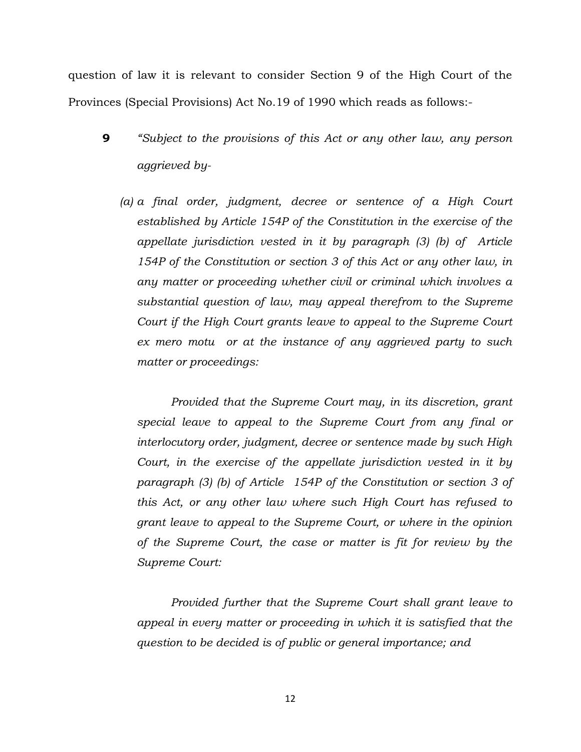question of law it is relevant to consider Section 9 of the High Court of the Provinces (Special Provisions) Act No.19 of 1990 which reads as follows:-

**9** *"Subject to the provisions of this Act or any other law, any person aggrieved by-*

*(a) a final order, judgment, decree or sentence of a High Court established by Article 154P of the Constitution in the exercise of the appellate jurisdiction vested in it by paragraph (3) (b) of Article 154P of the Constitution or section 3 of this Act or any other law, in any matter or proceeding whether civil or criminal which involves a substantial question of law, may appeal therefrom to the Supreme Court if the High Court grants leave to appeal to the Supreme Court ex mero motu or at the instance of any aggrieved party to such matter or proceedings:*

*Provided that the Supreme Court may, in its discretion, grant special leave to appeal to the Supreme Court from any final or interlocutory order, judgment, decree or sentence made by such High Court, in the exercise of the appellate jurisdiction vested in it by paragraph (3) (b) of Article 154P of the Constitution or section 3 of this Act, or any other law where such High Court has refused to grant leave to appeal to the Supreme Court, or where in the opinion of the Supreme Court, the case or matter is fit for review by the Supreme Court:*

*Provided further that the Supreme Court shall grant leave to appeal in every matter or proceeding in which it is satisfied that the question to be decided is of public or general importance; and*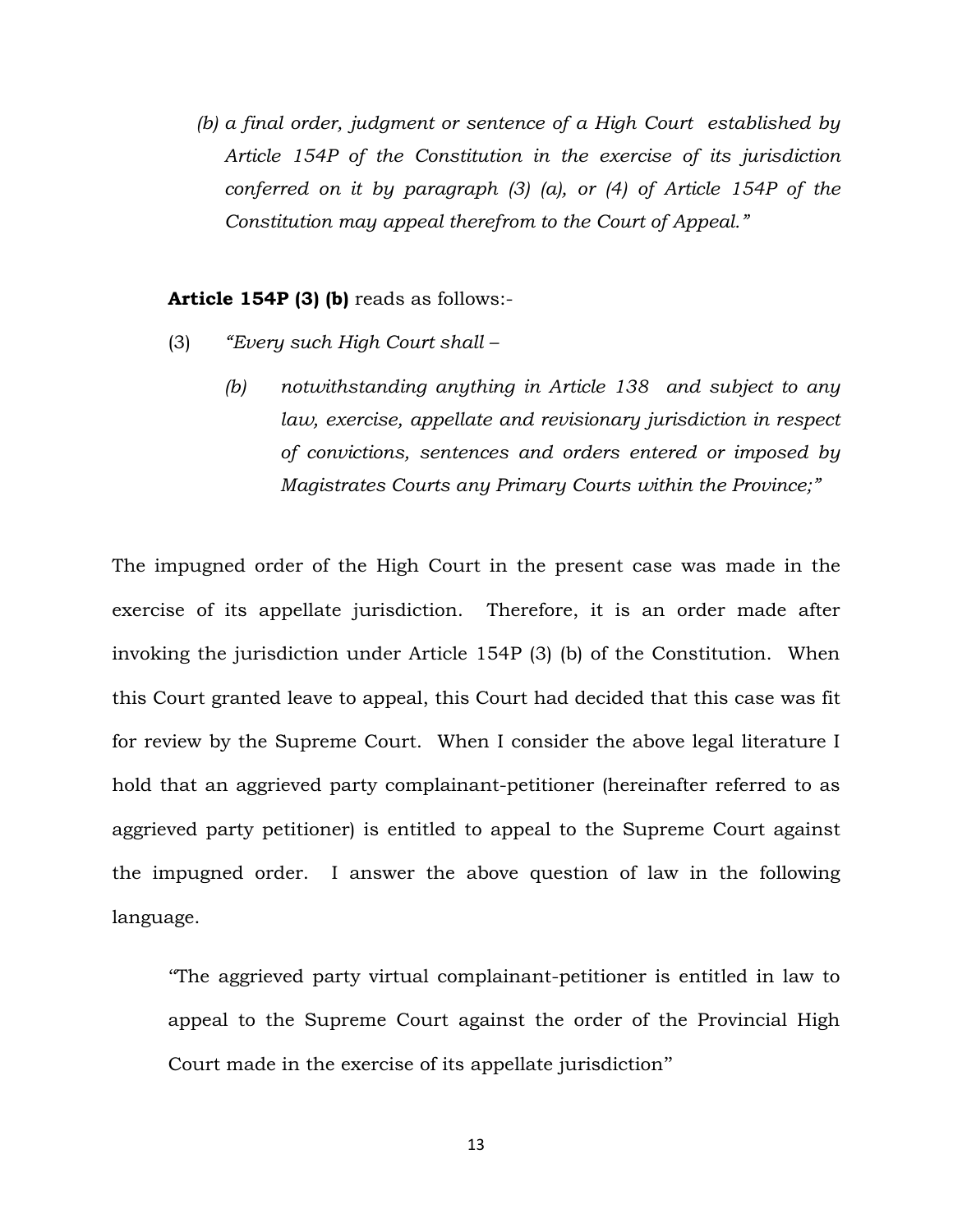*(b) a final order, judgment or sentence of a High Court established by Article 154P of the Constitution in the exercise of its jurisdiction conferred on it by paragraph (3) (a), or (4) of Article 154P of the Constitution may appeal therefrom to the Court of Appeal."*

**Article 154P (3) (b)** reads as follows:-

(3) *"Every such High Court shall –*

> *(b) notwithstanding anything in Article 138 and subject to any law, exercise, appellate and revisionary jurisdiction in respect of convictions, sentences and orders entered or imposed by Magistrates Courts any Primary Courts within the Province;"*

The impugned order of the High Court in the present case was made in the exercise of its appellate jurisdiction. Therefore, it is an order made after invoking the jurisdiction under Article 154P (3) (b) of the Constitution. When this Court granted leave to appeal, this Court had decided that this case was fit for review by the Supreme Court. When I consider the above legal literature I hold that an aggrieved party complainant-petitioner (hereinafter referred to as aggrieved party petitioner) is entitled to appeal to the Supreme Court against the impugned order. I answer the above question of law in the following language.

> "The aggrieved party virtual complainant-petitioner is entitled in law to appeal to the Supreme Court against the order of the Provincial High Court made in the exercise of its appellate jurisdiction"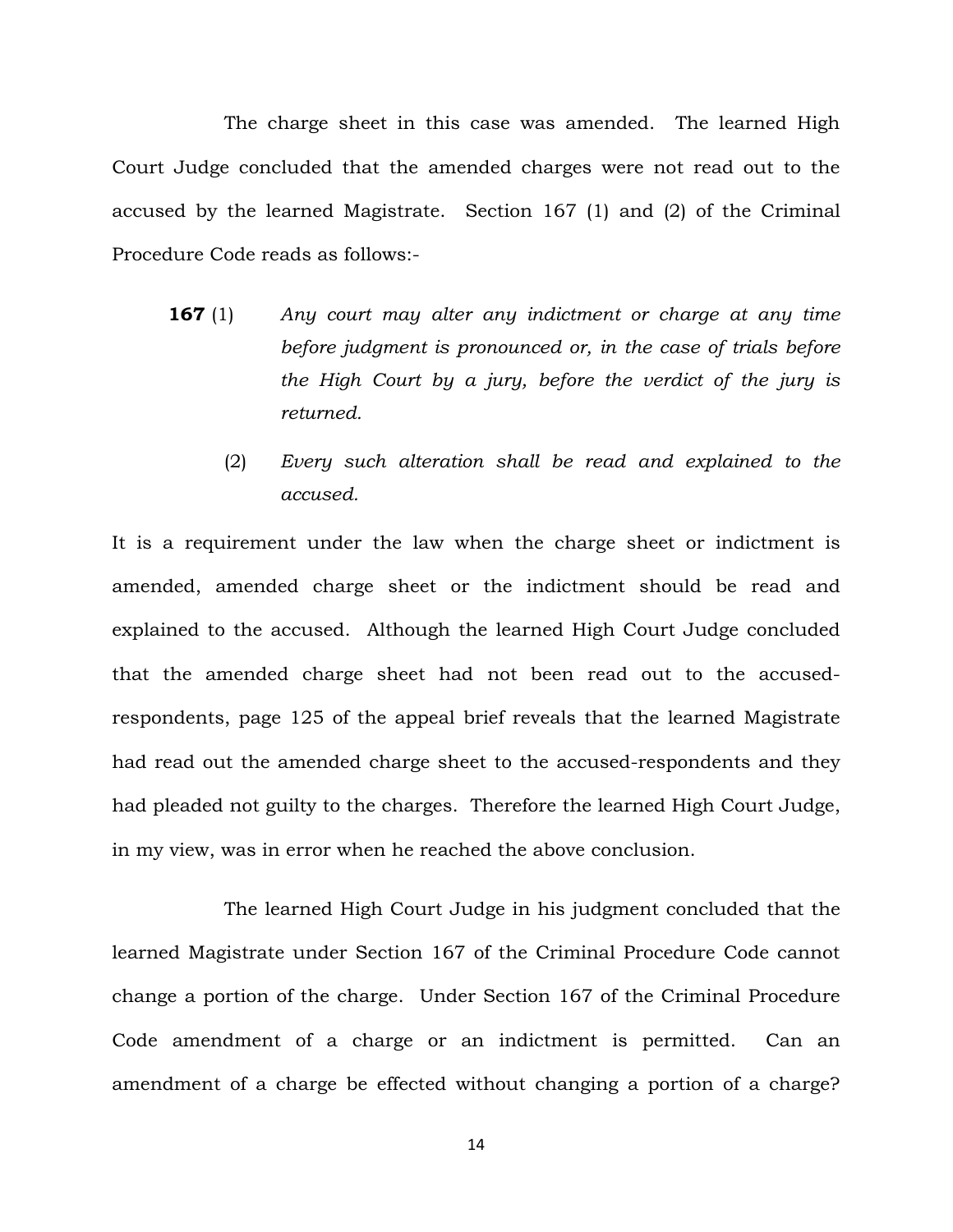The charge sheet in this case was amended. The learned High Court Judge concluded that the amended charges were not read out to the accused by the learned Magistrate. Section 167 (1) and (2) of the Criminal Procedure Code reads as follows:-

> **167** (1) *Any court may alter any indictment or charge at any time before judgment is pronounced or, in the case of trials before the High Court by a jury, before the verdict of the jury is returned.*
>
> (2) *Every such alteration shall be read and explained to the accused.*

It is a requirement under the law when the charge sheet or indictment is amended, amended charge sheet or the indictment should be read and explained to the accused. Although the learned High Court Judge concluded that the amended charge sheet had not been read out to the accused-respondents, page 125 of the appeal brief reveals that the learned Magistrate had read out the amended charge sheet to the accused-respondents and they had pleaded not guilty to the charges. Therefore the learned High Court Judge, in my view, was in error when he reached the above conclusion.

The learned High Court Judge in his judgment concluded that the learned Magistrate under Section 167 of the Criminal Procedure Code cannot change a portion of the charge. Under Section 167 of the Criminal Procedure Code amendment of a charge or an indictment is permitted. Can an amendment of a charge be effected without changing a portion of a charge?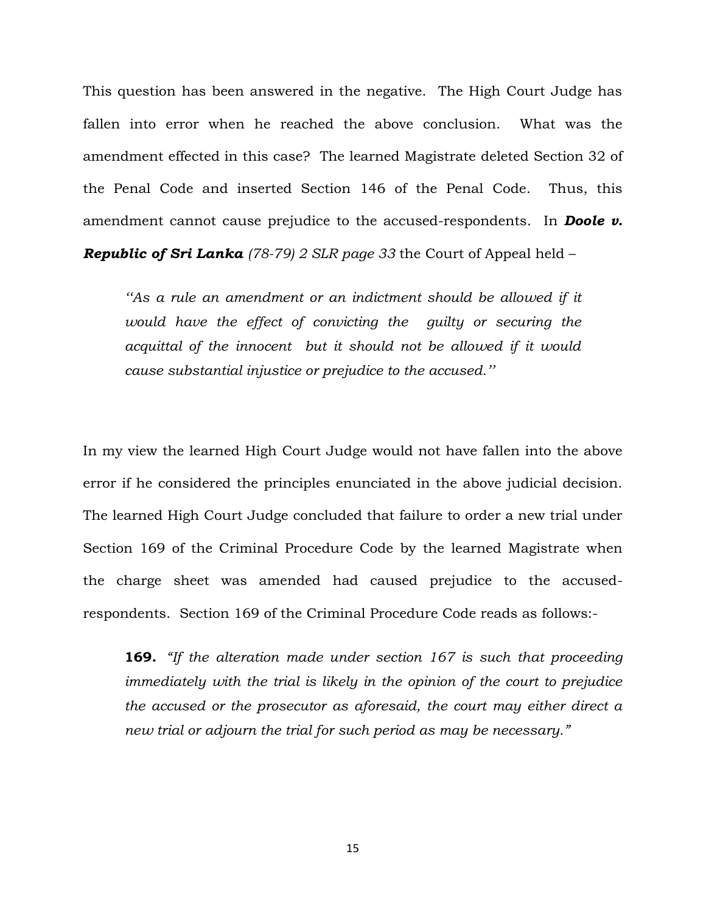This question has been answered in the negative. The High Court Judge has fallen into error when he reached the above conclusion. What was the amendment effected in this case? The learned Magistrate deleted Section 32 of the Penal Code and inserted Section 146 of the Penal Code. Thus, this amendment cannot cause prejudice to the accused-respondents. In ***Doole v. Republic of Sri Lanka*** *(78-79) 2 SLR page 33* the Court of Appeal held –

> *''As a rule an amendment or an indictment should be allowed if it would have the effect of convicting the guilty or securing the acquittal of the innocent but it should not be allowed if it would cause substantial injustice or prejudice to the accused.''*

In my view the learned High Court Judge would not have fallen into the above error if he considered the principles enunciated in the above judicial decision. The learned High Court Judge concluded that failure to order a new trial under Section 169 of the Criminal Procedure Code by the learned Magistrate when the charge sheet was amended had caused prejudice to the accused-respondents. Section 169 of the Criminal Procedure Code reads as follows:-

> **169.** *"If the alteration made under section 167 is such that proceeding immediately with the trial is likely in the opinion of the court to prejudice the accused or the prosecutor as aforesaid, the court may either direct a new trial or adjourn the trial for such period as may be necessary."*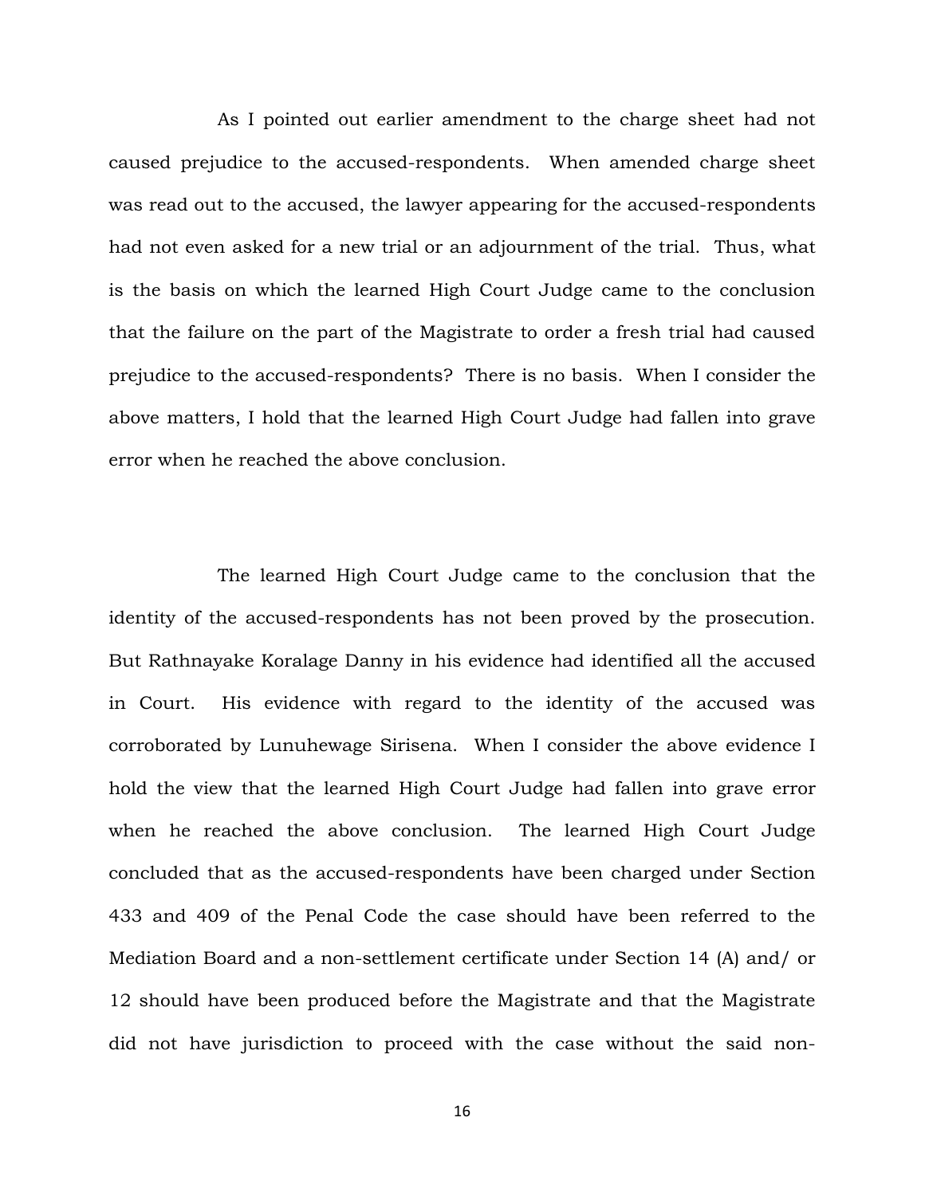As I pointed out earlier amendment to the charge sheet had not caused prejudice to the accused-respondents. When amended charge sheet was read out to the accused, the lawyer appearing for the accused-respondents had not even asked for a new trial or an adjournment of the trial. Thus, what is the basis on which the learned High Court Judge came to the conclusion that the failure on the part of the Magistrate to order a fresh trial had caused prejudice to the accused-respondents? There is no basis. When I consider the above matters, I hold that the learned High Court Judge had fallen into grave error when he reached the above conclusion.

The learned High Court Judge came to the conclusion that the identity of the accused-respondents has not been proved by the prosecution. But Rathnayake Koralage Danny in his evidence had identified all the accused in Court. His evidence with regard to the identity of the accused was corroborated by Lunuhewage Sirisena. When I consider the above evidence I hold the view that the learned High Court Judge had fallen into grave error when he reached the above conclusion. The learned High Court Judge concluded that as the accused-respondents have been charged under Section 433 and 409 of the Penal Code the case should have been referred to the Mediation Board and a non-settlement certificate under Section 14 (A) and/ or 12 should have been produced before the Magistrate and that the Magistrate did not have jurisdiction to proceed with the case without the said non-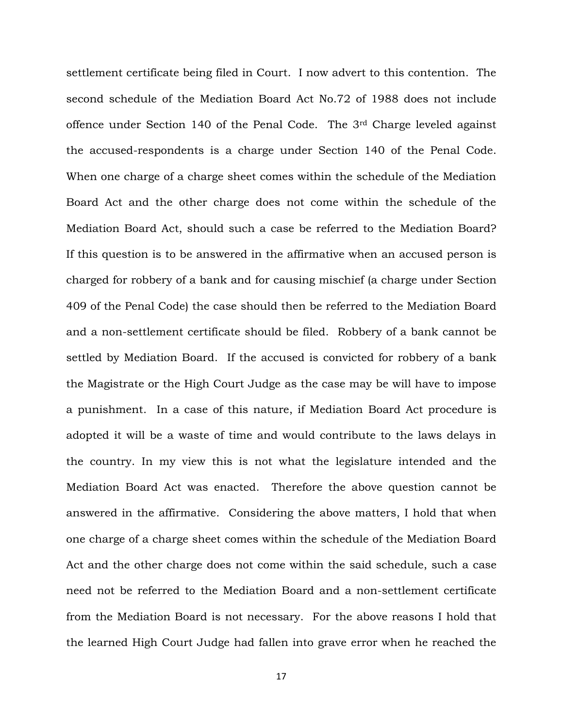settlement certificate being filed in Court. I now advert to this contention. The second schedule of the Mediation Board Act No.72 of 1988 does not include offence under Section 140 of the Penal Code. The 3rd Charge leveled against the accused-respondents is a charge under Section 140 of the Penal Code. When one charge of a charge sheet comes within the schedule of the Mediation Board Act and the other charge does not come within the schedule of the Mediation Board Act, should such a case be referred to the Mediation Board? If this question is to be answered in the affirmative when an accused person is charged for robbery of a bank and for causing mischief (a charge under Section 409 of the Penal Code) the case should then be referred to the Mediation Board and a non-settlement certificate should be filed. Robbery of a bank cannot be settled by Mediation Board. If the accused is convicted for robbery of a bank the Magistrate or the High Court Judge as the case may be will have to impose a punishment. In a case of this nature, if Mediation Board Act procedure is adopted it will be a waste of time and would contribute to the laws delays in the country. In my view this is not what the legislature intended and the Mediation Board Act was enacted. Therefore the above question cannot be answered in the affirmative. Considering the above matters, I hold that when one charge of a charge sheet comes within the schedule of the Mediation Board Act and the other charge does not come within the said schedule, such a case need not be referred to the Mediation Board and a non-settlement certificate from the Mediation Board is not necessary. For the above reasons I hold that the learned High Court Judge had fallen into grave error when he reached the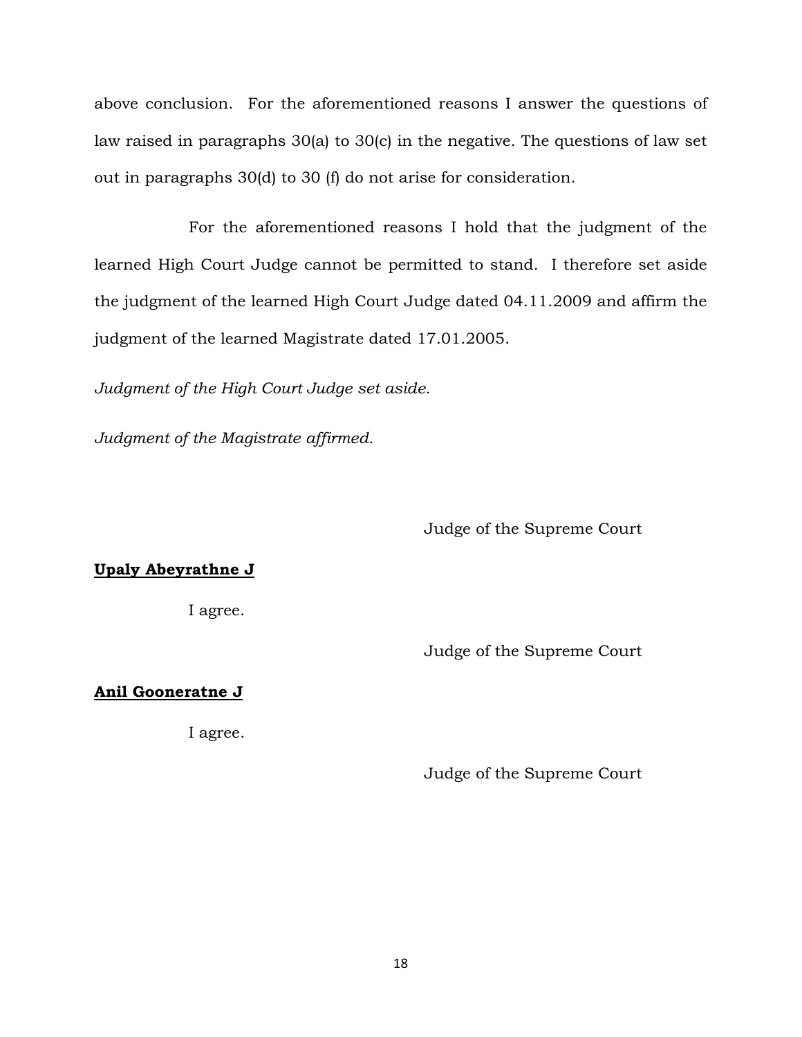above conclusion. For the aforementioned reasons I answer the questions of law raised in paragraphs 30(a) to 30(c) in the negative. The questions of law set out in paragraphs 30(d) to 30 (f) do not arise for consideration.

For the aforementioned reasons I hold that the judgment of the learned High Court Judge cannot be permitted to stand. I therefore set aside the judgment of the learned High Court Judge dated 04.11.2009 and affirm the judgment of the learned Magistrate dated 17.01.2005.

*Judgment of the High Court Judge set aside.*

*Judgment of the Magistrate affirmed.*

Judge of the Supreme Court

**Upaly Abeyrathne J**

I agree.

Judge of the Supreme Court

**Anil Gooneratne J**

I agree.

Judge of the Supreme Court